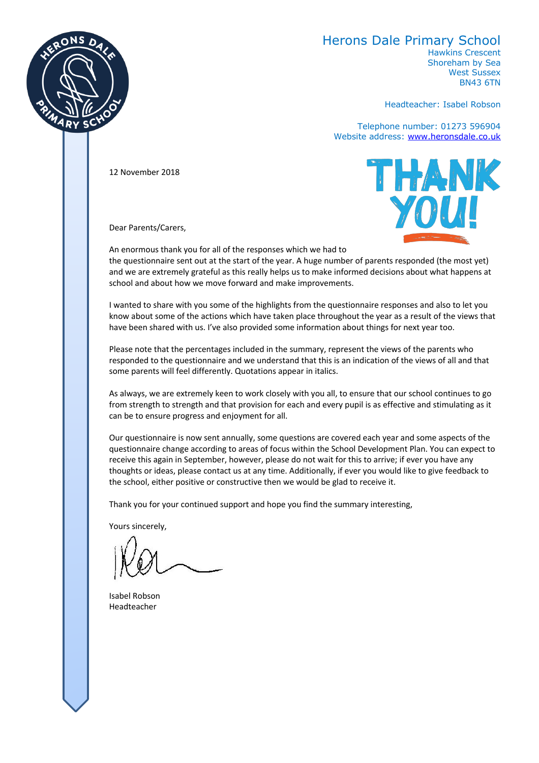# Herons Dale Primary School

Hawkins Crescent
Shoreham by Sea
West Sussex
BN43 6TN

Headteacher: Isabel Robson

Telephone number: 01273 596904
Website address: www.heronsdale.co.uk

12 November 2018

THANK YOU!

Dear Parents/Carers,

An enormous thank you for all of the responses which we had to the questionnaire sent out at the start of the year. A huge number of parents responded (the most yet) and we are extremely grateful as this really helps us to make informed decisions about what happens at school and about how we move forward and make improvements.

I wanted to share with you some of the highlights from the questionnaire responses and also to let you know about some of the actions which have taken place throughout the year as a result of the views that have been shared with us. I've also provided some information about things for next year too.

Please note that the percentages included in the summary, represent the views of the parents who responded to the questionnaire and we understand that this is an indication of the views of all and that some parents will feel differently. Quotations appear in italics.

As always, we are extremely keen to work closely with you all, to ensure that our school continues to go from strength to strength and that provision for each and every pupil is as effective and stimulating as it can be to ensure progress and enjoyment for all.

Our questionnaire is now sent annually, some questions are covered each year and some aspects of the questionnaire change according to areas of focus within the School Development Plan. You can expect to receive this again in September, however, please do not wait for this to arrive; if ever you have any thoughts or ideas, please contact us at any time. Additionally, if ever you would like to give feedback to the school, either positive or constructive then we would be glad to receive it.

Thank you for your continued support and hope you find the summary interesting,

Yours sincerely,

Isabel Robson
Headteacher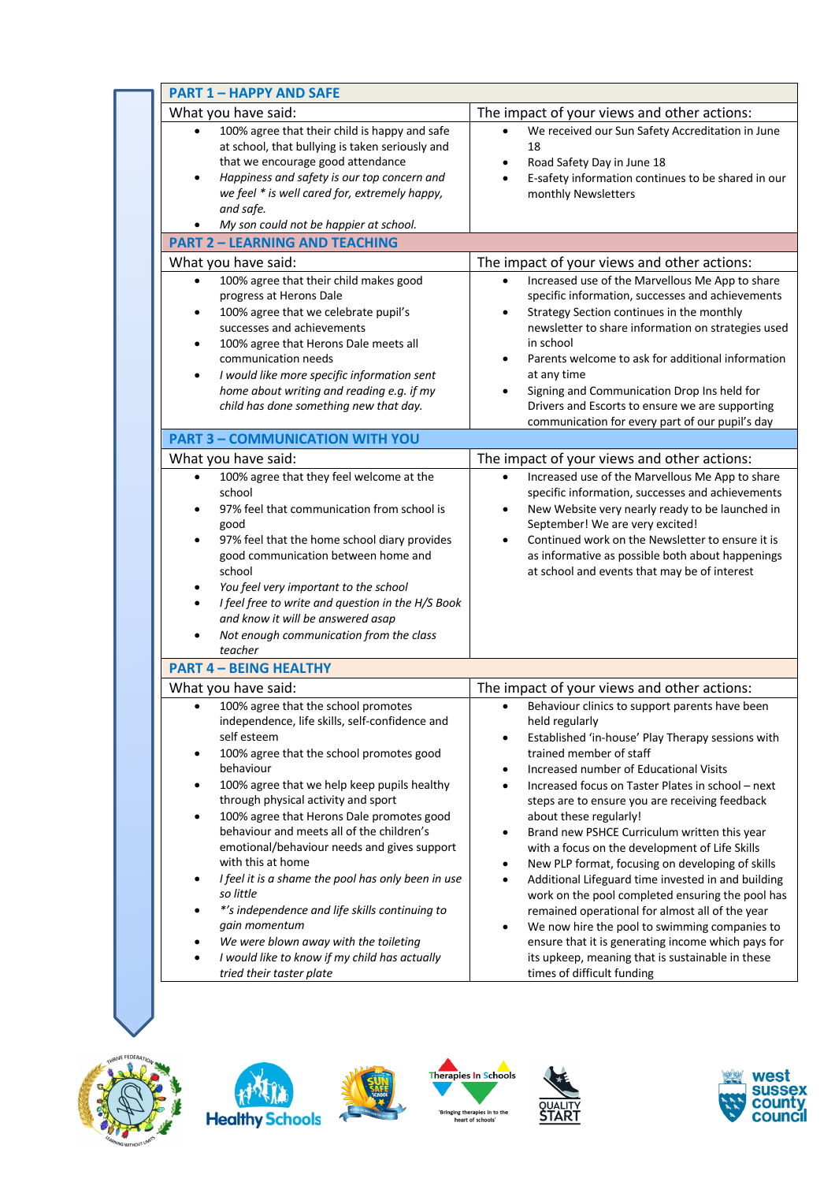## PART 1 – HAPPY AND SAFE

| What you have said: | The impact of your views and other actions: |
|---|---|
| • 100% agree that their child is happy and safe at school, that bullying is taken seriously and that we encourage good attendance<br>• *Happiness and safety is our top concern and we feel * is well cared for, extremely happy, and safe.*<br>• *My son could not be happier at school.* | • We received our Sun Safety Accreditation in June 18<br>• Road Safety Day in June 18<br>• E-safety information continues to be shared in our monthly Newsletters |

## PART 2 – LEARNING AND TEACHING

| What you have said: | The impact of your views and other actions: |
|---|---|
| • 100% agree that their child makes good progress at Herons Dale<br>• 100% agree that we celebrate pupil's successes and achievements<br>• 100% agree that Herons Dale meets all communication needs<br>• *I would like more specific information sent home about writing and reading e.g. if my child has done something new that day.* | • Increased use of the Marvellous Me App to share specific information, successes and achievements<br>• Strategy Section continues in the monthly newsletter to share information on strategies used in school<br>• Parents welcome to ask for additional information at any time<br>• Signing and Communication Drop Ins held for Drivers and Escorts to ensure we are supporting communication for every part of our pupil's day |

## PART 3 – COMMUNICATION WITH YOU

| What you have said: | The impact of your views and other actions: |
|---|---|
| • 100% agree that they feel welcome at the school<br>• 97% feel that communication from school is good<br>• 97% feel that the home school diary provides good communication between home and school<br>• *You feel very important to the school*<br>• *I feel free to write and question in the H/S Book and know it will be answered asap*<br>• *Not enough communication from the class teacher* | • Increased use of the Marvellous Me App to share specific information, successes and achievements<br>• New Website very nearly ready to be launched in September! We are very excited!<br>• Continued work on the Newsletter to ensure it is as informative as possible both about happenings at school and events that may be of interest |

## PART 4 – BEING HEALTHY

| What you have said: | The impact of your views and other actions: |
|---|---|
| • 100% agree that the school promotes independence, life skills, self-confidence and self esteem<br>• 100% agree that the school promotes good behaviour<br>• 100% agree that we help keep pupils healthy through physical activity and sport<br>• 100% agree that Herons Dale promotes good behaviour and meets all of the children's emotional/behaviour needs and gives support with this at home<br>• *I feel it is a shame the pool has only been in use so little*<br>• **'s independence and life skills continuing to gain momentum*<br>• *We were blown away with the toileting*<br>• *I would like to know if my child has actually tried their taster plate* | • Behaviour clinics to support parents have been held regularly<br>• Established 'in-house' Play Therapy sessions with trained member of staff<br>• Increased number of Educational Visits<br>• Increased focus on Taster Plates in school – next steps are to ensure you are receiving feedback about these regularly!<br>• Brand new PSHCE Curriculum written this year with a focus on the development of Life Skills<br>• New PLP format, focusing on developing of skills<br>• Additional Lifeguard time invested in and building work on the pool completed ensuring the pool has remained operational for almost all of the year<br>• We now hire the pool to swimming companies to ensure that it is generating income which pays for its upkeep, meaning that is sustainable in these times of difficult funding |

Healthy Schools · Sun Safe School · Therapies In Schools 'Bringing therapies in to the heart of schools' · Quality Start · West Sussex County Council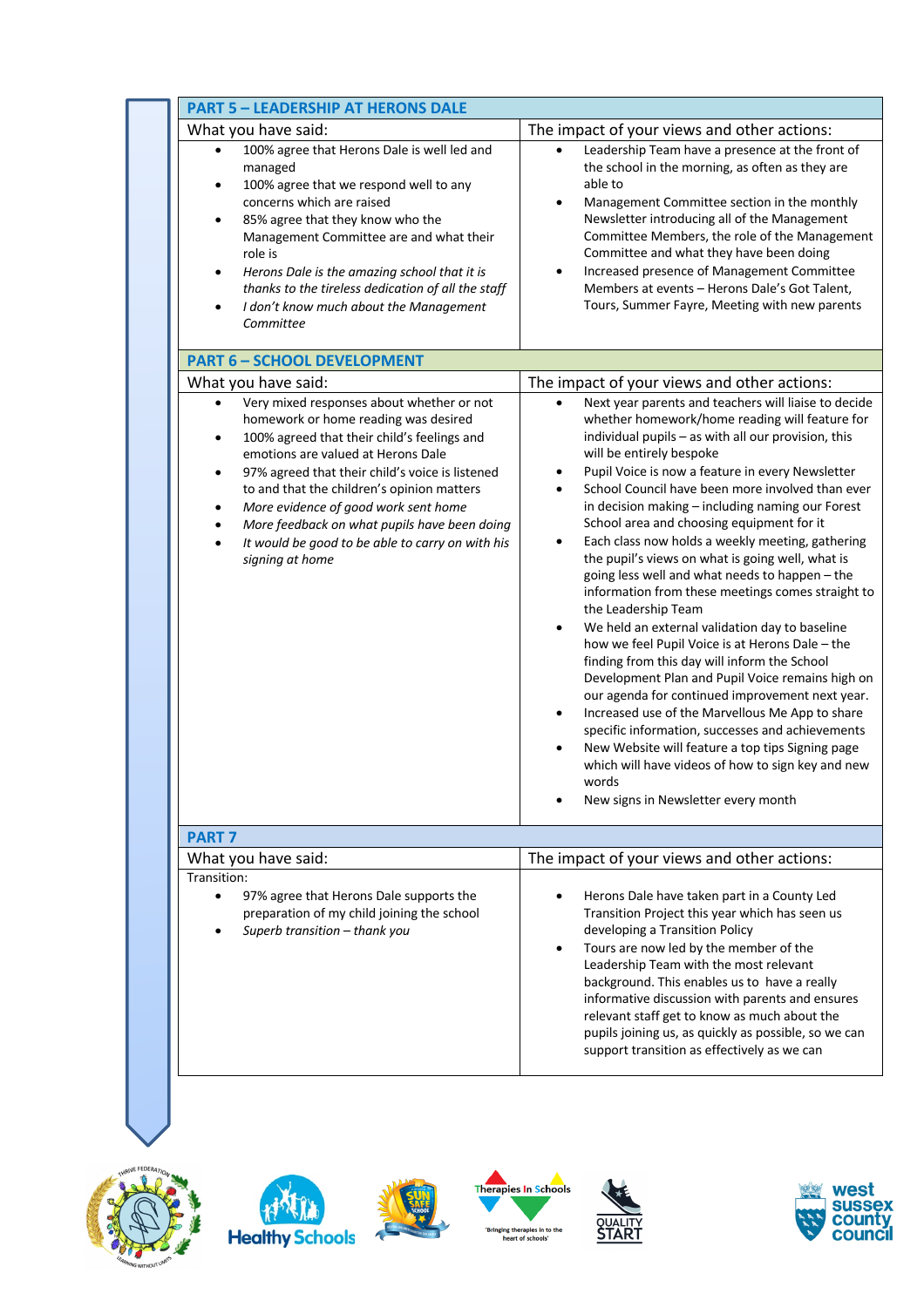## PART 5 – LEADERSHIP AT HERONS DALE

| What you have said: | The impact of your views and other actions: |
|---|---|
| • 100% agree that Herons Dale is well led and managed<br>• 100% agree that we respond well to any concerns which are raised<br>• 85% agree that they know who the Management Committee are and what their role is<br>• *Herons Dale is the amazing school that it is thanks to the tireless dedication of all the staff*<br>• *I don't know much about the Management Committee* | • Leadership Team have a presence at the front of the school in the morning, as often as they are able to<br>• Management Committee section in the monthly Newsletter introducing all of the Management Committee Members, the role of the Management Committee and what they have been doing<br>• Increased presence of Management Committee Members at events – Herons Dale's Got Talent, Tours, Summer Fayre, Meeting with new parents |

## PART 6 – SCHOOL DEVELOPMENT

| What you have said: | The impact of your views and other actions: |
|---|---|
| • Very mixed responses about whether or not homework or home reading was desired<br>• 100% agreed that their child's feelings and emotions are valued at Herons Dale<br>• 97% agreed that their child's voice is listened to and that the children's opinion matters<br>• *More evidence of good work sent home*<br>• *More feedback on what pupils have been doing*<br>• *It would be good to be able to carry on with his signing at home* | • Next year parents and teachers will liaise to decide whether homework/home reading will feature for individual pupils – as with all our provision, this will be entirely bespoke<br>• Pupil Voice is now a feature in every Newsletter<br>• School Council have been more involved than ever in decision making – including naming our Forest School area and choosing equipment for it<br>• Each class now holds a weekly meeting, gathering the pupil's views on what is going well, what is going less well and what needs to happen – the information from these meetings comes straight to the Leadership Team<br>• We held an external validation day to baseline how we feel Pupil Voice is at Herons Dale – the finding from this day will inform the School Development Plan and Pupil Voice remains high on our agenda for continued improvement next year.<br>• Increased use of the Marvellous Me App to share specific information, successes and achievements<br>• New Website will feature a top tips Signing page which will have videos of how to sign key and new words<br>• New signs in Newsletter every month |

## PART 7

| What you have said: | The impact of your views and other actions: |
|---|---|
| Transition:<br>• 97% agree that Herons Dale supports the preparation of my child joining the school<br>• *Superb transition – thank you* | • Herons Dale have taken part in a County Led Transition Project this year which has seen us developing a Transition Policy<br>• Tours are now led by the member of the Leadership Team with the most relevant background. This enables us to have a really informative discussion with parents and ensures relevant staff get to know as much about the pupils joining us, as quickly as possible, so we can support transition as effectively as we can |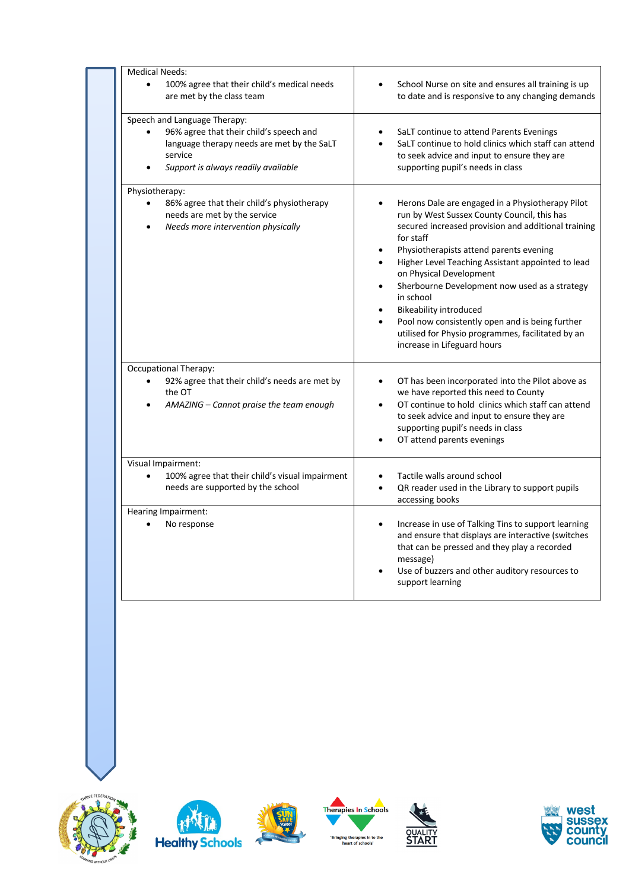| | |
|---|---|
| Medical Needs:<br>• 100% agree that their child's medical needs are met by the class team | • School Nurse on site and ensures all training is up to date and is responsive to any changing demands |
| Speech and Language Therapy:<br>• 96% agree that their child's speech and language therapy needs are met by the SaLT service<br>• *Support is always readily available* | • SaLT continue to attend Parents Evenings<br>• SaLT continue to hold clinics which staff can attend to seek advice and input to ensure they are supporting pupil's needs in class |
| Physiotherapy:<br>• 86% agree that their child's physiotherapy needs are met by the service<br>• *Needs more intervention physically* | • Herons Dale are engaged in a Physiotherapy Pilot run by West Sussex County Council, this has secured increased provision and additional training for staff<br>• Physiotherapists attend parents evening<br>• Higher Level Teaching Assistant appointed to lead on Physical Development<br>• Sherbourne Development now used as a strategy in school<br>• Bikeability introduced<br>• Pool now consistently open and is being further utilised for Physio programmes, facilitated by an increase in Lifeguard hours |
| Occupational Therapy:<br>• 92% agree that their child's needs are met by the OT<br>• *AMAZING – Cannot praise the team enough* | • OT has been incorporated into the Pilot above as we have reported this need to County<br>• OT continue to hold clinics which staff can attend to seek advice and input to ensure they are supporting pupil's needs in class<br>• OT attend parents evenings |
| Visual Impairment:<br>• 100% agree that their child's visual impairment needs are supported by the school | • Tactile walls around school<br>• QR reader used in the Library to support pupils accessing books |
| Hearing Impairment:<br>• No response | • Increase in use of Talking Tins to support learning and ensure that displays are interactive (switches that can be pressed and they play a recorded message)<br>• Use of buzzers and other auditory resources to support learning |